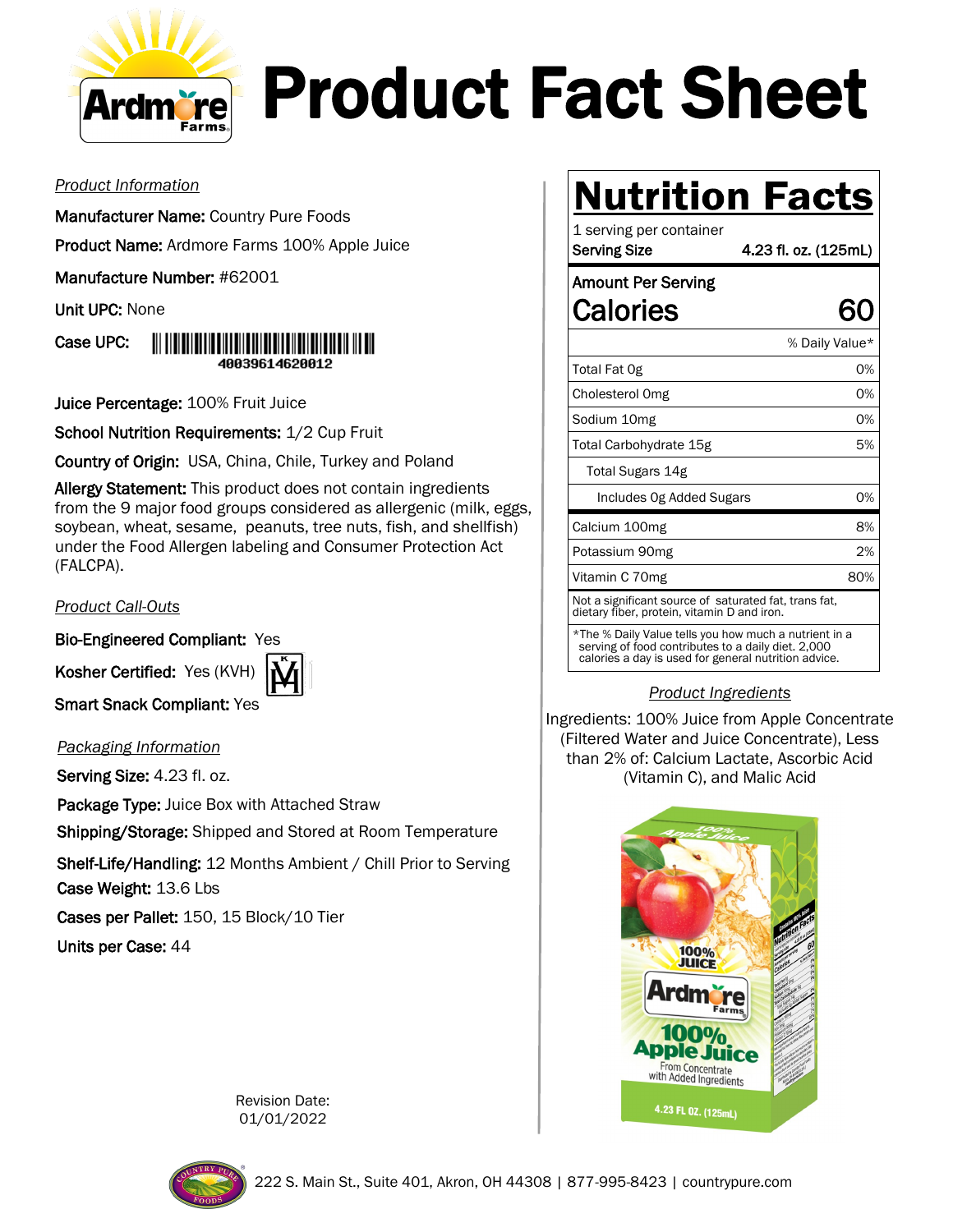# Product Fact Sheet

## Product Information

**Manufacturer Name:** Country Pure Foods

**Product Name:** Ardmore Farms 100% Apple Juice

**Manufacture Number:** #62001

**Unit UPC:** None

**Case UPC:** 40039614620012

**Juice Percentage:** 100% Fruit Juice

**School Nutrition Requirements:** 1/2 Cup Fruit

**Country of Origin:** USA, China, Chile, Turkey and Poland

**Allergy Statement:** This product does not contain ingredients from the 9 major food groups considered as allergenic (milk, eggs, soybean, wheat, sesame, peanuts, tree nuts, fish, and shellfish) under the Food Allergen labeling and Consumer Protection Act (FALCPA).

## Product Call-Outs

**Bio-Engineered Compliant:** Yes

**Kosher Certified:** Yes (KVH)

**Smart Snack Compliant:** Yes

## Packaging Information

**Serving Size:** 4.23 fl. oz.

**Package Type:** Juice Box with Attached Straw

**Shipping/Storage:** Shipped and Stored at Room Temperature

**Shelf-Life/Handling:** 12 Months Ambient / Chill Prior to Serving

**Case Weight:** 13.6 Lbs

**Cases per Pallet:** 150, 15 Block/10 Tier

**Units per Case:** 44

Revision Date:
01/01/2022

## Nutrition Facts

1 serving per container

**Serving Size** 4.23 fl. oz. (125mL)

**Amount Per Serving**

**Calories** 60

| | % Daily Value* |
|---|---|
| Total Fat 0g | 0% |
| Cholesterol 0mg | 0% |
| Sodium 10mg | 0% |
| Total Carbohydrate 15g | 5% |
| Total Sugars 14g | |
| Includes 0g Added Sugars | 0% |
| Calcium 100mg | 8% |
| Potassium 90mg | 2% |
| Vitamin C 70mg | 80% |

Not a significant source of saturated fat, trans fat, dietary fiber, protein, vitamin D and iron.

*The % Daily Value tells you how much a nutrient in a serving of food contributes to a daily diet. 2,000 calories a day is used for general nutrition advice.

## Product Ingredients

Ingredients: 100% Juice from Apple Concentrate (Filtered Water and Juice Concentrate), Less than 2% of: Calcium Lactate, Ascorbic Acid (Vitamin C), and Malic Acid

222 S. Main St., Suite 401, Akron, OH 44308 | 877-995-8423 | countrypure.com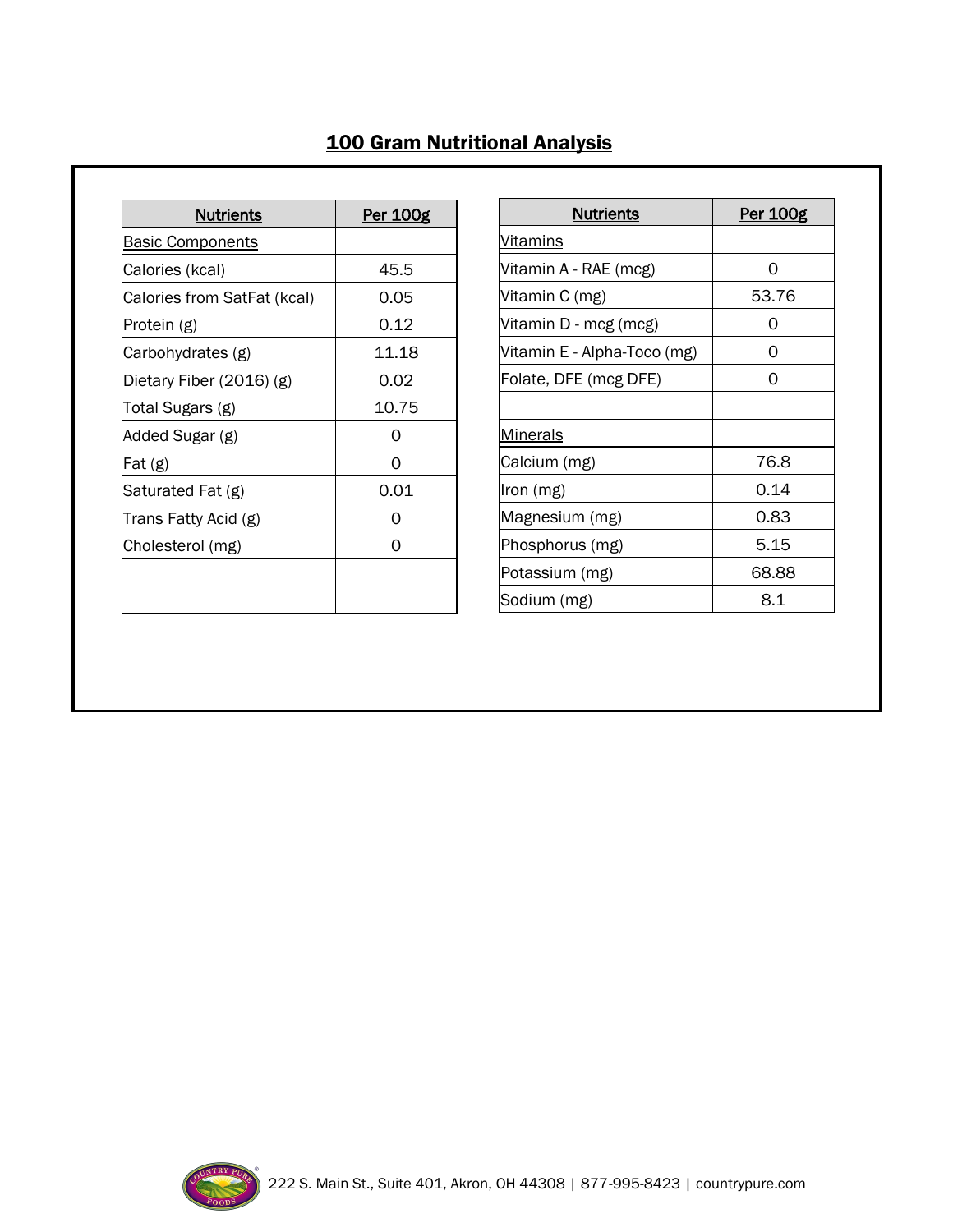## 100 Gram Nutritional Analysis

| Nutrients | Per 100g |
|---|---|
| Basic Components | |
| Calories (kcal) | 45.5 |
| Calories from SatFat (kcal) | 0.05 |
| Protein (g) | 0.12 |
| Carbohydrates (g) | 11.18 |
| Dietary Fiber (2016) (g) | 0.02 |
| Total Sugars (g) | 10.75 |
| Added Sugar (g) | 0 |
| Fat (g) | 0 |
| Saturated Fat (g) | 0.01 |
| Trans Fatty Acid (g) | 0 |
| Cholesterol (mg) | 0 |
| | |
| | |

| Nutrients | Per 100g |
|---|---|
| Vitamins | |
| Vitamin A - RAE (mcg) | 0 |
| Vitamin C (mg) | 53.76 |
| Vitamin D - mcg (mcg) | 0 |
| Vitamin E - Alpha-Toco (mg) | 0 |
| Folate, DFE (mcg DFE) | 0 |
| | |
| Minerals | |
| Calcium (mg) | 76.8 |
| Iron (mg) | 0.14 |
| Magnesium (mg) | 0.83 |
| Phosphorus (mg) | 5.15 |
| Potassium (mg) | 68.88 |
| Sodium (mg) | 8.1 |

222 S. Main St., Suite 401, Akron, OH 44308 | 877-995-8423 | countrypure.com